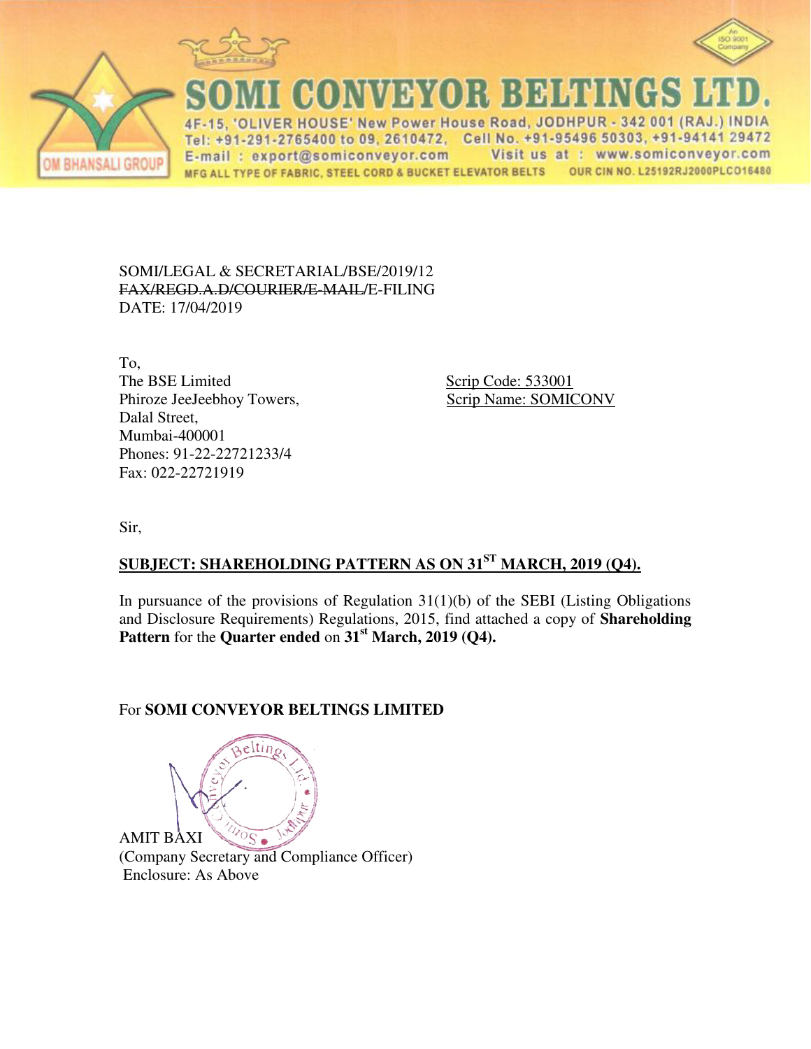# SOMI CONVEYOR BELTINGS LTD.

4F-15, 'OLIVER HOUSE' New Power House Road, JODHPUR - 342 001 (RAJ.) INDIA
Tel: +91-291-2765400 to 09, 2610472, Cell No. +91-95496 50303, +91-94141 29472
E-mail : export@somiconveyor.com Visit us at : www.somiconveyor.com
MFG ALL TYPE OF FABRIC, STEEL CORD & BUCKET ELEVATOR BELTS OUR CIN NO. L25192RJ2000PLCO16480

OM BHANSALI GROUP

SOMI/LEGAL & SECRETARIAL/BSE/2019/12
~~FAX/REGD.A.D/COURIER/E-MAIL/~~E-FILING
DATE: 17/04/2019

To,
The BSE Limited
Phiroze JeeJeebhoy Towers,
Dalal Street,
Mumbai-400001
Phones: 91-22-22721233/4
Fax: 022-22721919

Scrip Code: 533001
Scrip Name: SOMICONV

Sir,

**SUBJECT: SHAREHOLDING PATTERN AS ON 31ST MARCH, 2019 (Q4).**

In pursuance of the provisions of Regulation 31(1)(b) of the SEBI (Listing Obligations and Disclosure Requirements) Regulations, 2015, find attached a copy of **Shareholding Pattern** for the **Quarter ended** on **31st March, 2019 (Q4).**

For **SOMI CONVEYOR BELTINGS LIMITED**

AMIT BAXI
(Company Secretary and Compliance Officer)
Enclosure: As Above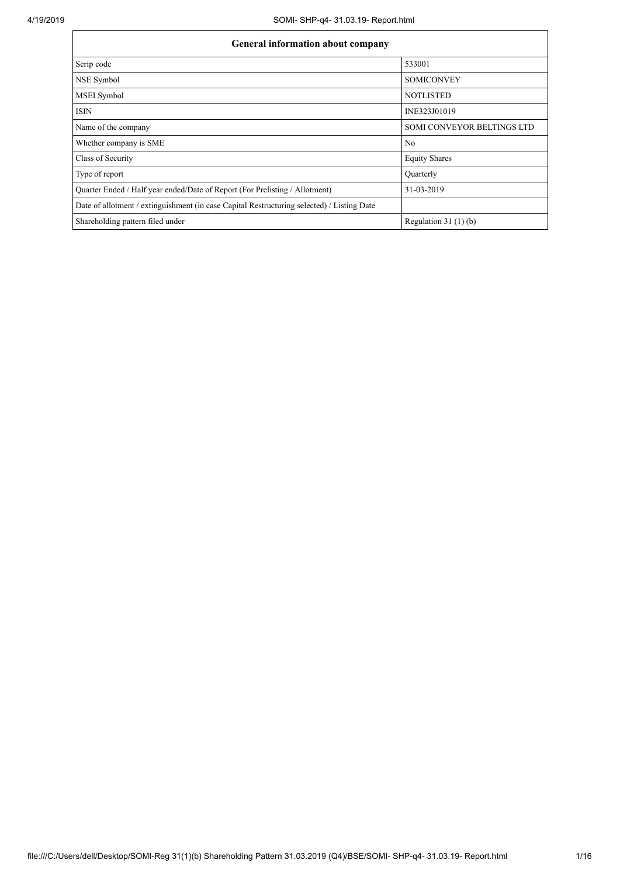| General information about company | |
|---|---|
| Scrip code | 533001 |
| NSE Symbol | SOMICONVEY |
| MSEI Symbol | NOTLISTED |
| ISIN | INE323J01019 |
| Name of the company | SOMI CONVEYOR BELTINGS LTD |
| Whether company is SME | No |
| Class of Security | Equity Shares |
| Type of report | Quarterly |
| Quarter Ended / Half year ended/Date of Report (For Prelisting / Allotment) | 31-03-2019 |
| Date of allotment / extinguishment (in case Capital Restructuring selected) / Listing Date | |
| Shareholding pattern filed under | Regulation 31 (1) (b) |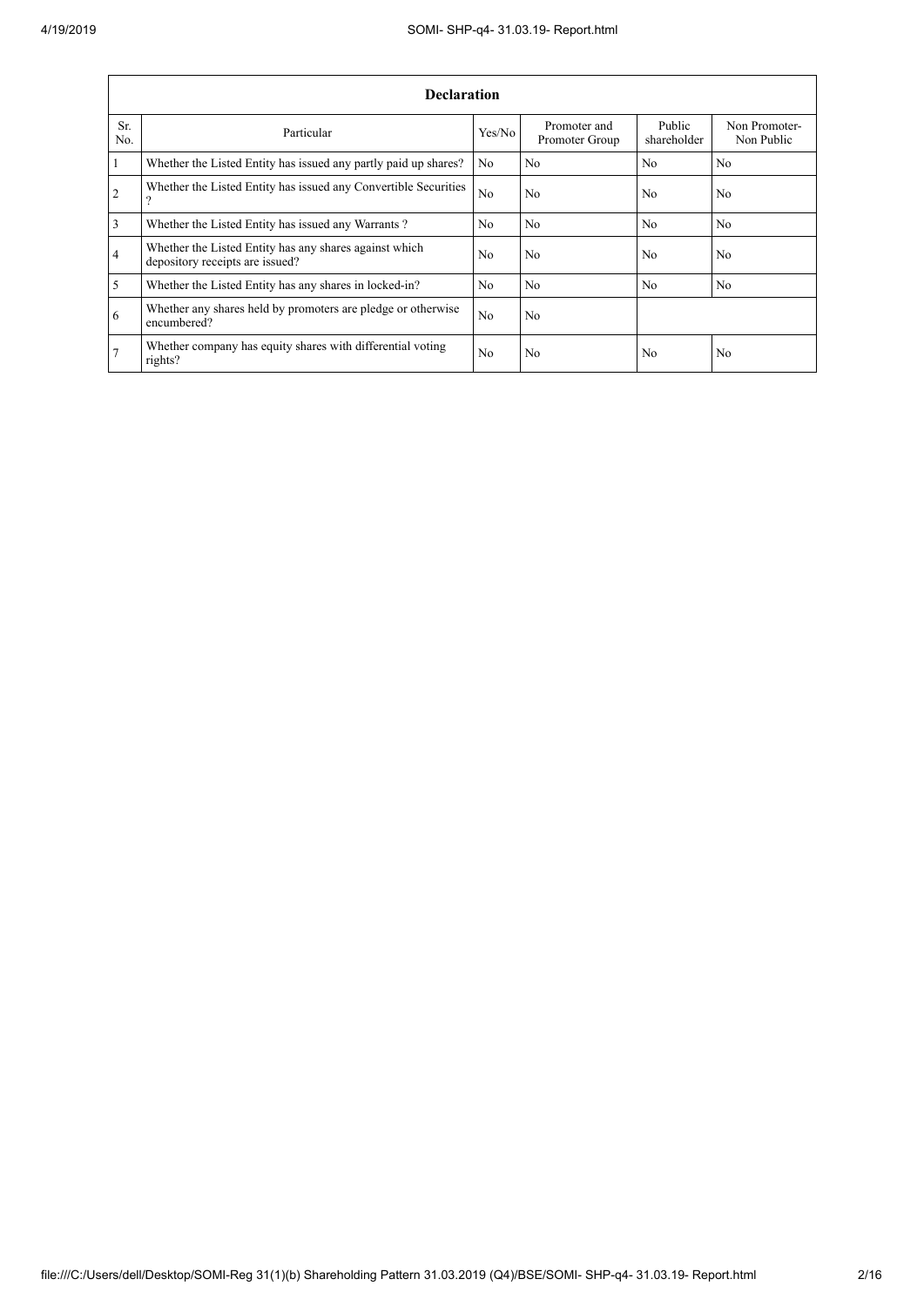| Declaration | | | | | |
|---|---|---|---|---|---|
| Sr. No. | Particular | Yes/No | Promoter and Promoter Group | Public shareholder | Non Promoter- Non Public |
| 1 | Whether the Listed Entity has issued any partly paid up shares? | No | No | No | No |
| 2 | Whether the Listed Entity has issued any Convertible Securities ? | No | No | No | No |
| 3 | Whether the Listed Entity has issued any Warrants ? | No | No | No | No |
| 4 | Whether the Listed Entity has any shares against which depository receipts are issued? | No | No | No | No |
| 5 | Whether the Listed Entity has any shares in locked-in? | No | No | No | No |
| 6 | Whether any shares held by promoters are pledge or otherwise encumbered? | No | No | | |
| 7 | Whether company has equity shares with differential voting rights? | No | No | No | No |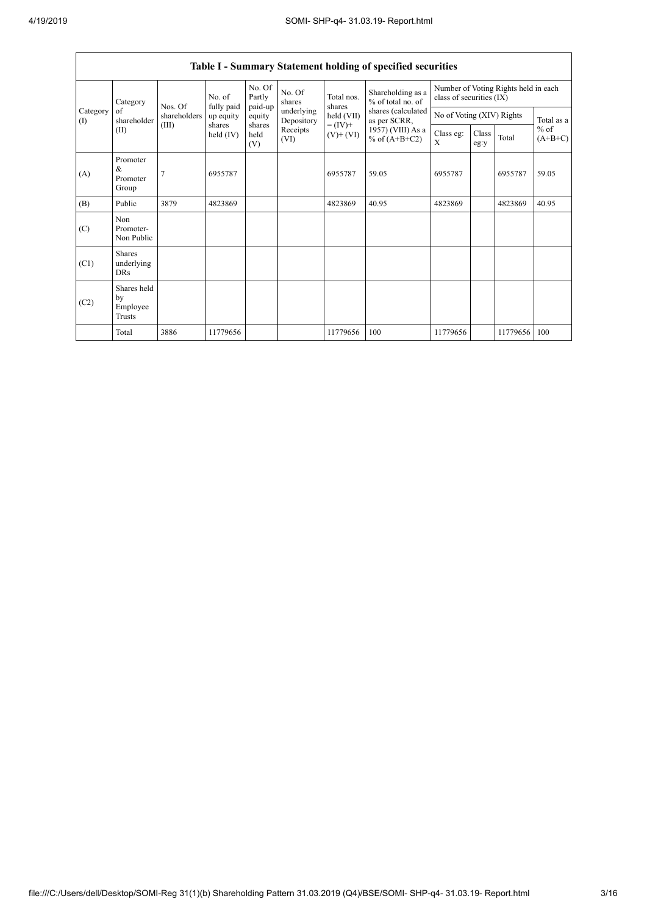## Table I - Summary Statement holding of specified securities

| Category (I) | Category of shareholder (II) | Nos. Of shareholders (III) | No. of fully paid up equity shares held (IV) | No. Of Partly paid-up equity shares held (V) | No. Of shares underlying Depository Receipts (VI) | Total nos. shares held (VII) = (IV)+ (V)+ (VI) | Shareholding as a % of total no. of shares (calculated as per SCRR, 1957) (VIII) As a % of (A+B+C2) | Number of Voting Rights held in each class of securities (IX) | | | |
|---|---|---|---|---|---|---|---|---|---|---|---|
| | | | | | | | | No of Voting (XIV) Rights | | | Total as a % of (A+B+C) |
| | | | | | | | | Class eg: X | Class eg:y | Total | |
| (A) | Promoter & Promoter Group | 7 | 6955787 | | | 6955787 | 59.05 | 6955787 | | 6955787 | 59.05 |
| (B) | Public | 3879 | 4823869 | | | 4823869 | 40.95 | 4823869 | | 4823869 | 40.95 |
| (C) | Non Promoter- Non Public | | | | | | | | | | |
| (C1) | Shares underlying DRs | | | | | | | | | | |
| (C2) | Shares held by Employee Trusts | | | | | | | | | | |
| | Total | 3886 | 11779656 | | | 11779656 | 100 | 11779656 | | 11779656 | 100 |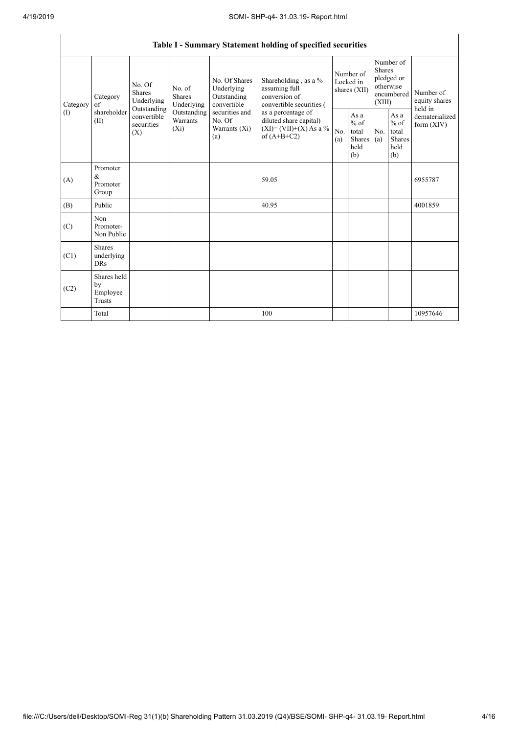| Table I - Summary Statement holding of specified securities | | | | | | | | | | | |
|---|---|---|---|---|---|---|---|---|---|---|---|
| Category (I) | Category of shareholder (II) | No. Of Shares Underlying Outstanding convertible securities (X) | No. of Shares Underlying Outstanding Warrants (Xi) | No. Of Shares Underlying Outstanding convertible securities and No. Of Warrants (Xi) (a) | Shareholding , as a % assuming full conversion of convertible securities ( as a percentage of diluted share capital) (XI)= (VII)+(X) As a % of (A+B+C2) | Number of Locked in shares (XII) | | Number of Shares pledged or otherwise encumbered (XIII) | | Number of equity shares held in dematerialized form (XIV) |
| | | | | | | No. (a) | As a % of total Shares held (b) | No. (a) | As a % of total Shares held (b) | |
| (A) | Promoter & Promoter Group | | | | 59.05 | | | | | 6955787 |
| (B) | Public | | | | 40.95 | | | | | 4001859 |
| (C) | Non Promoter- Non Public | | | | | | | | | |
| (C1) | Shares underlying DRs | | | | | | | | | |
| (C2) | Shares held by Employee Trusts | | | | | | | | | |
| | Total | | | | 100 | | | | | 10957646 |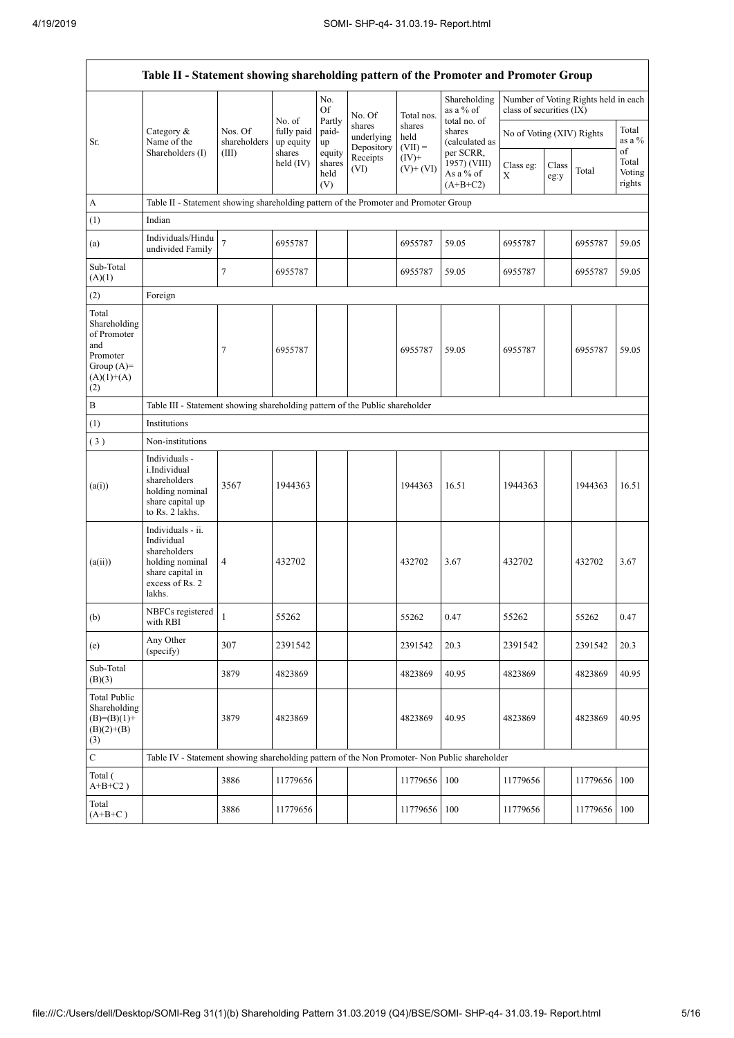| Table II - Statement showing shareholding pattern of the Promoter and Promoter Group | | | | | | | | | | | | |
|---|---|---|---|---|---|---|---|---|---|---|---|---|
| Sr. | Category & Name of the Shareholders (I) | Nos. Of shareholders (III) | No. of fully paid up equity shares held (IV) | No. Of Partly paid-up equity shares held (V) | No. Of shares underlying Depository Receipts (VI) | Total nos. shares held (VII) = (IV)+ (V)+ (VI) | Shareholding as a % of total no. of shares (calculated as per SCRR, 1957) (VIII) As a % of (A+B+C2) | Number of Voting Rights held in each class of securities (IX) | | | |
| | | | | | | | | No of Voting (XIV) Rights | | | Total as a % of Total Voting rights |
| | | | | | | | | Class eg: X | Class eg:y | Total | |
| A | Table II - Statement showing shareholding pattern of the Promoter and Promoter Group | | | | | | | | | | |
| (1) | Indian | | | | | | | | | | |
| (a) | Individuals/Hindu undivided Family | 7 | 6955787 | | | 6955787 | 59.05 | 6955787 | | 6955787 | 59.05 |
| Sub-Total (A)(1) | | 7 | 6955787 | | | 6955787 | 59.05 | 6955787 | | 6955787 | 59.05 |
| (2) | Foreign | | | | | | | | | | |
| Total Shareholding of Promoter and Promoter Group (A)= (A)(1)+(A)(2) | | 7 | 6955787 | | | 6955787 | 59.05 | 6955787 | | 6955787 | 59.05 |
| B | Table III - Statement showing shareholding pattern of the Public shareholder | | | | | | | | | | |
| (1) | Institutions | | | | | | | | | | |
| (3) | Non-institutions | | | | | | | | | | |
| (a(i)) | Individuals - i.Individual shareholders holding nominal share capital up to Rs. 2 lakhs. | 3567 | 1944363 | | | 1944363 | 16.51 | 1944363 | | 1944363 | 16.51 |
| (a(ii)) | Individuals - ii. Individual shareholders holding nominal share capital in excess of Rs. 2 lakhs. | 4 | 432702 | | | 432702 | 3.67 | 432702 | | 432702 | 3.67 |
| (b) | NBFCs registered with RBI | 1 | 55262 | | | 55262 | 0.47 | 55262 | | 55262 | 0.47 |
| (e) | Any Other (specify) | 307 | 2391542 | | | 2391542 | 20.3 | 2391542 | | 2391542 | 20.3 |
| Sub-Total (B)(3) | | 3879 | 4823869 | | | 4823869 | 40.95 | 4823869 | | 4823869 | 40.95 |
| Total Public Shareholding (B)=(B)(1)+(B)(2)+(B)(3) | | 3879 | 4823869 | | | 4823869 | 40.95 | 4823869 | | 4823869 | 40.95 |
| C | Table IV - Statement showing shareholding pattern of the Non Promoter- Non Public shareholder | | | | | | | | | | |
| Total ( A+B+C2 ) | | 3886 | 11779656 | | | 11779656 | 100 | 11779656 | | 11779656 | 100 |
| Total (A+B+C ) | | 3886 | 11779656 | | | 11779656 | 100 | 11779656 | | 11779656 | 100 |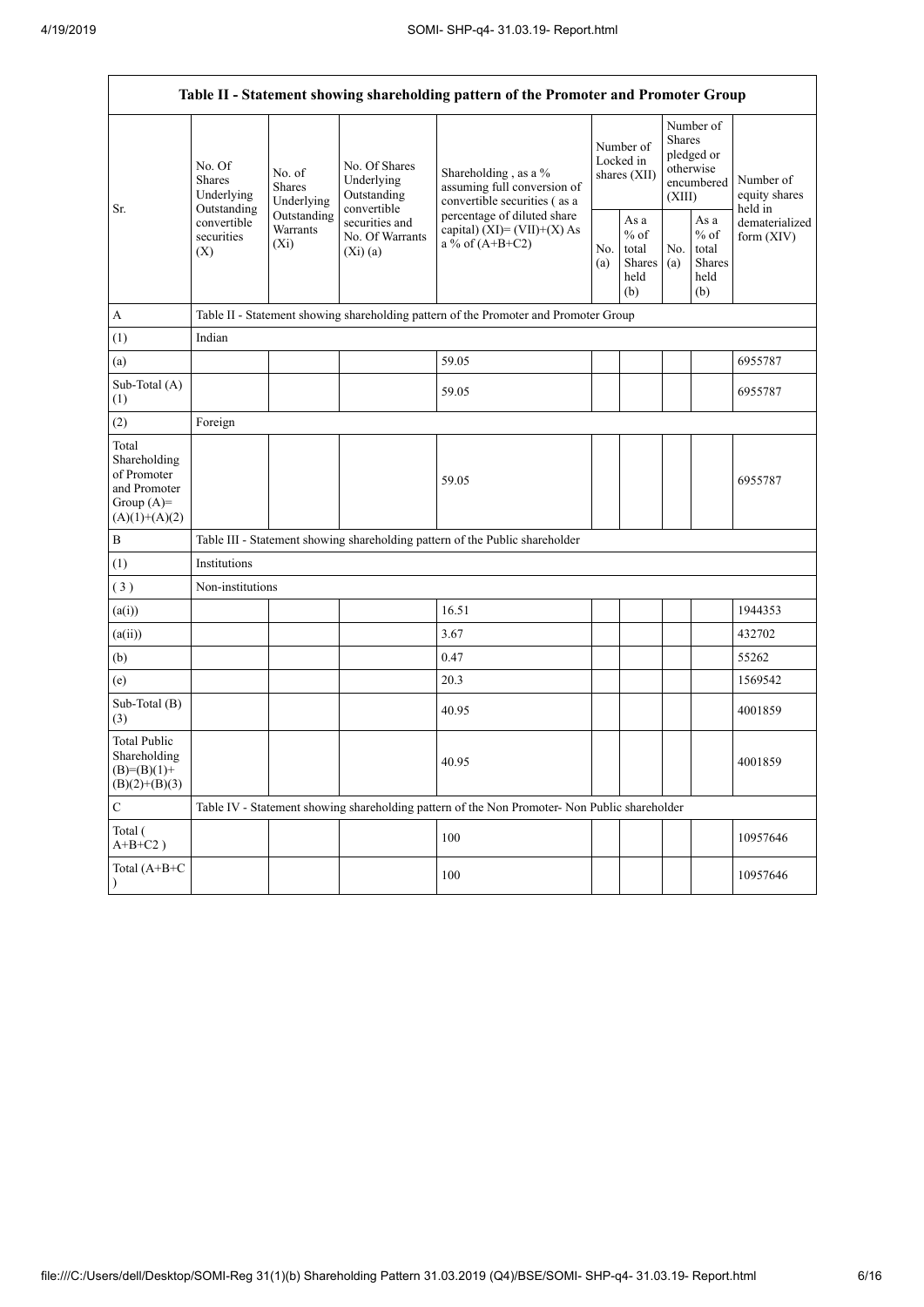| Table II - Statement showing shareholding pattern of the Promoter and Promoter Group | | | | | | | | | |
|---|---|---|---|---|---|---|---|---|---|
| Sr. | No. Of Shares Underlying Outstanding convertible securities (X) | No. of Shares Underlying Outstanding Warrants (Xi) | No. Of Shares Underlying Outstanding convertible securities and No. Of Warrants (Xi) (a) | Shareholding , as a % assuming full conversion of convertible securities ( as a percentage of diluted share capital) (XI)= (VII)+(X) As a % of (A+B+C2) | Number of Locked in shares (XII) | | Number of Shares pledged or otherwise encumbered (XIII) | | Number of equity shares held in dematerialized form (XIV) |
| | | | | | No. (a) | As a % of total Shares held (b) | No. (a) | As a % of total Shares held (b) | |
| A | Table II - Statement showing shareholding pattern of the Promoter and Promoter Group | | | | | | | | |
| (1) | Indian | | | | | | | | |
| (a) | | | | 59.05 | | | | | 6955787 |
| Sub-Total (A) (1) | | | | 59.05 | | | | | 6955787 |
| (2) | Foreign | | | | | | | | |
| Total Shareholding of Promoter and Promoter Group (A)= (A)(1)+(A)(2) | | | | 59.05 | | | | | 6955787 |
| B | Table III - Statement showing shareholding pattern of the Public shareholder | | | | | | | | |
| (1) | Institutions | | | | | | | | |
| ( 3 ) | Non-institutions | | | | | | | | |
| (a(i)) | | | | 16.51 | | | | | 1944353 |
| (a(ii)) | | | | 3.67 | | | | | 432702 |
| (b) | | | | 0.47 | | | | | 55262 |
| (e) | | | | 20.3 | | | | | 1569542 |
| Sub-Total (B) (3) | | | | 40.95 | | | | | 4001859 |
| Total Public Shareholding (B)=(B)(1)+(B)(2)+(B)(3) | | | | 40.95 | | | | | 4001859 |
| C | Table IV - Statement showing shareholding pattern of the Non Promoter- Non Public shareholder | | | | | | | | |
| Total ( A+B+C2 ) | | | | 100 | | | | | 10957646 |
| Total (A+B+C ) | | | | 100 | | | | | 10957646 |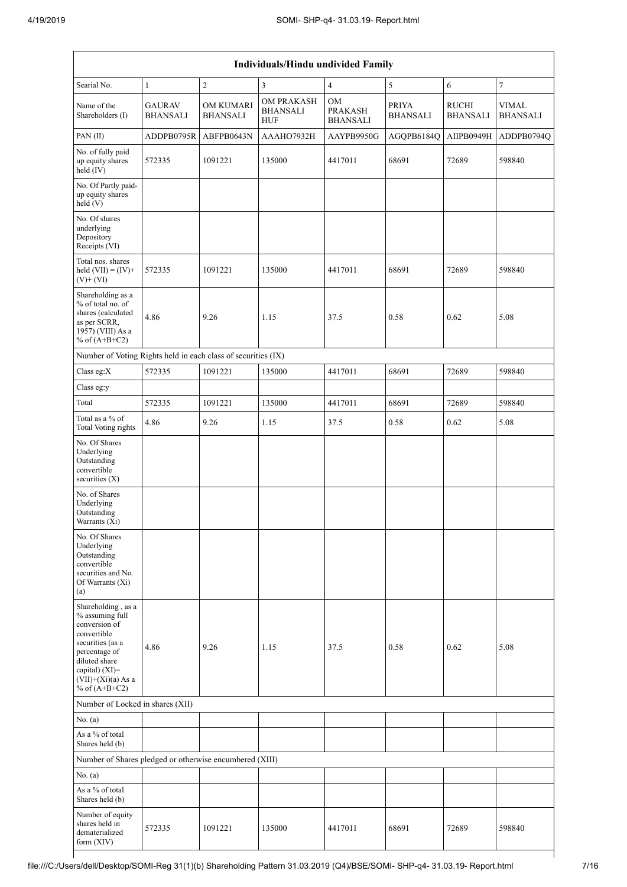| Individuals/Hindu undivided Family | | | | | | | |
|---|---|---|---|---|---|---|---|
| Searial No. | 1 | 2 | 3 | 4 | 5 | 6 | 7 |
| Name of the Shareholders (I) | GAURAV BHANSALI | OM KUMARI BHANSALI | OM PRAKASH BHANSALI HUF | OM PRAKASH BHANSALI | PRIYA BHANSALI | RUCHI BHANSALI | VIMAL BHANSALI |
| PAN (II) | ADDPB0795R | ABFPB0643N | AAAHO7932H | AAYPB9950G | AGQPB6184Q | AIIPB0949H | ADDPB0794Q |
| No. of fully paid up equity shares held (IV) | 572335 | 1091221 | 135000 | 4417011 | 68691 | 72689 | 598840 |
| No. Of Partly paid-up equity shares held (V) | | | | | | | |
| No. Of shares underlying Depository Receipts (VI) | | | | | | | |
| Total nos. shares held (VII) = (IV)+ (V)+ (VI) | 572335 | 1091221 | 135000 | 4417011 | 68691 | 72689 | 598840 |
| Shareholding as a % of total no. of shares (calculated as per SCRR, 1957) (VIII) As a % of (A+B+C2) | 4.86 | 9.26 | 1.15 | 37.5 | 0.58 | 0.62 | 5.08 |
| Number of Voting Rights held in each class of securities (IX) | | | | | | | |
| Class eg:X | 572335 | 1091221 | 135000 | 4417011 | 68691 | 72689 | 598840 |
| Class eg:y | | | | | | | |
| Total | 572335 | 1091221 | 135000 | 4417011 | 68691 | 72689 | 598840 |
| Total as a % of Total Voting rights | 4.86 | 9.26 | 1.15 | 37.5 | 0.58 | 0.62 | 5.08 |
| No. Of Shares Underlying Outstanding convertible securities (X) | | | | | | | |
| No. of Shares Underlying Outstanding Warrants (Xi) | | | | | | | |
| No. Of Shares Underlying Outstanding convertible securities and No. Of Warrants (Xi) (a) | | | | | | | |
| Shareholding , as a % assuming full conversion of convertible securities (as a percentage of diluted share capital) (XI)= (VII)+(Xi)(a) As a % of (A+B+C2) | 4.86 | 9.26 | 1.15 | 37.5 | 0.58 | 0.62 | 5.08 |
| Number of Locked in shares (XII) | | | | | | | |
| No. (a) | | | | | | | |
| As a % of total Shares held (b) | | | | | | | |
| Number of Shares pledged or otherwise encumbered (XIII) | | | | | | | |
| No. (a) | | | | | | | |
| As a % of total Shares held (b) | | | | | | | |
| Number of equity shares held in dematerialized form (XIV) | 572335 | 1091221 | 135000 | 4417011 | 68691 | 72689 | 598840 |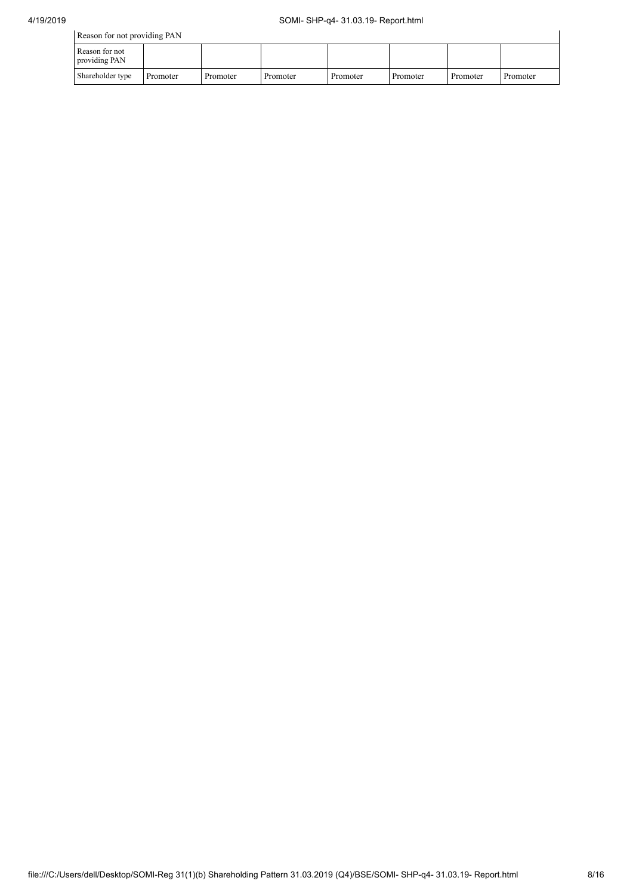| Reason for not providing PAN | | | | | | | |
|---|---|---|---|---|---|---|---|
| Reason for not providing PAN | | | | | | | |
| Shareholder type | Promoter | Promoter | Promoter | Promoter | Promoter | Promoter | Promoter |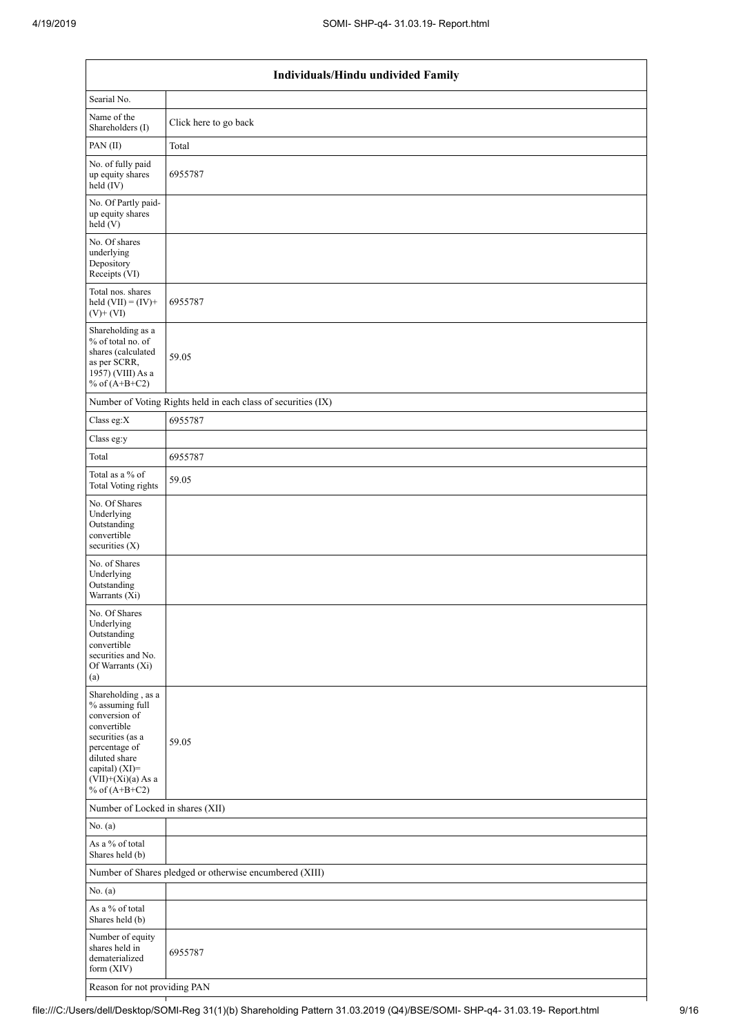| Individuals/Hindu undivided Family | |
|---|---|
| Searial No. | |
| Name of the Shareholders (I) | Click here to go back |
| PAN (II) | Total |
| No. of fully paid up equity shares held (IV) | 6955787 |
| No. Of Partly paid-up equity shares held (V) | |
| No. Of shares underlying Depository Receipts (VI) | |
| Total nos. shares held (VII) = (IV)+(V)+ (VI) | 6955787 |
| Shareholding as a % of total no. of shares (calculated as per SCRR, 1957) (VIII) As a % of (A+B+C2) | 59.05 |
| Number of Voting Rights held in each class of securities (IX) | |
| Class eg:X | 6955787 |
| Class eg:y | |
| Total | 6955787 |
| Total as a % of Total Voting rights | 59.05 |
| No. Of Shares Underlying Outstanding convertible securities (X) | |
| No. of Shares Underlying Outstanding Warrants (Xi) | |
| No. Of Shares Underlying Outstanding convertible securities and No. Of Warrants (Xi) (a) | |
| Shareholding , as a % assuming full conversion of convertible securities (as a percentage of diluted share capital) (XI)= (VII)+(Xi)(a) As a % of (A+B+C2) | 59.05 |
| Number of Locked in shares (XII) | |
| No. (a) | |
| As a % of total Shares held (b) | |
| Number of Shares pledged or otherwise encumbered (XIII) | |
| No. (a) | |
| As a % of total Shares held (b) | |
| Number of equity shares held in dematerialized form (XIV) | 6955787 |
| Reason for not providing PAN | |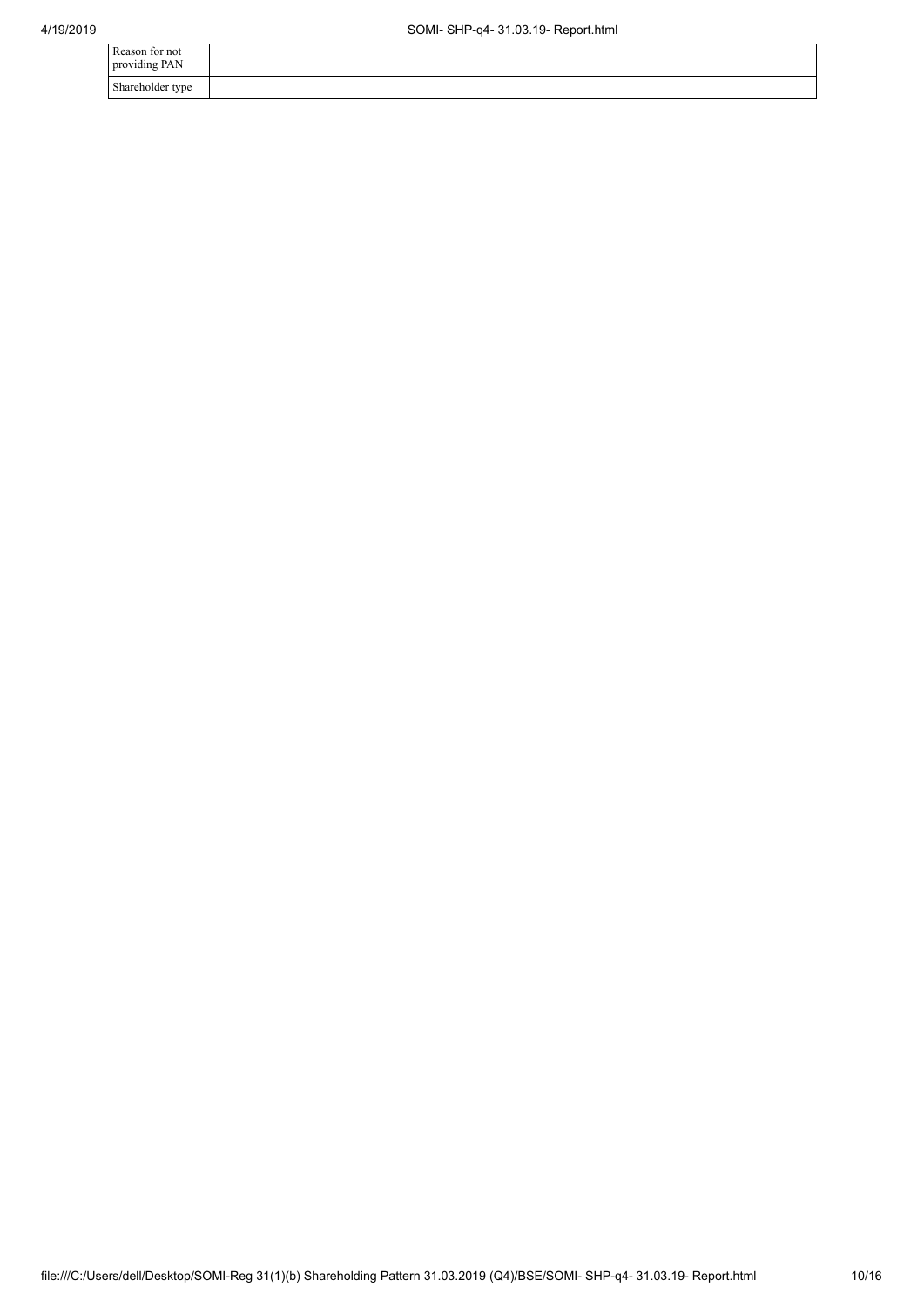| Reason for not providing PAN | |
| --- | --- |
| Shareholder type | |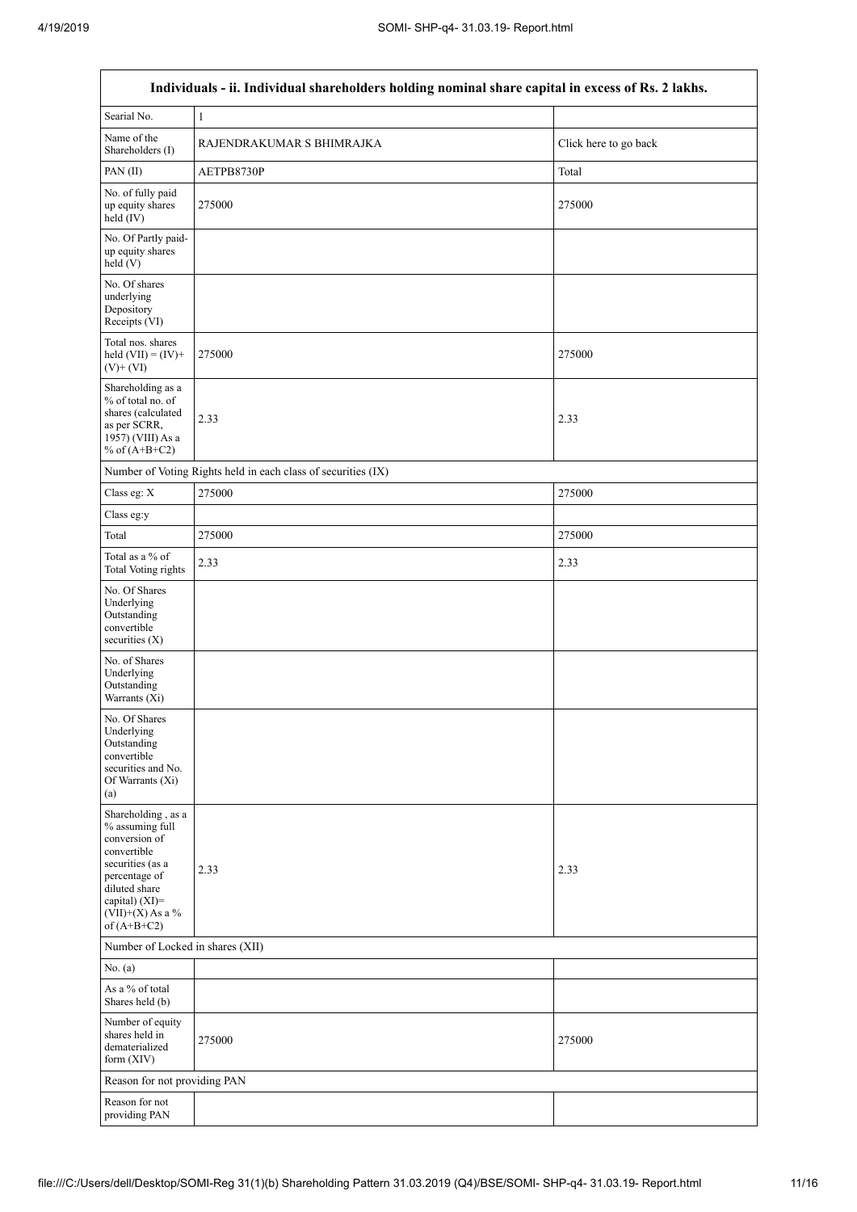| Individuals - ii. Individual shareholders holding nominal share capital in excess of Rs. 2 lakhs. | | |
|---|---|---|
| Searial No. | 1 | |
| Name of the Shareholders (I) | RAJENDRAKUMAR S BHIMRAJKA | Click here to go back |
| PAN (II) | AETPB8730P | Total |
| No. of fully paid up equity shares held (IV) | 275000 | 275000 |
| No. Of Partly paid-up equity shares held (V) | | |
| No. Of shares underlying Depository Receipts (VI) | | |
| Total nos. shares held (VII) = (IV)+ (V)+ (VI) | 275000 | 275000 |
| Shareholding as a % of total no. of shares (calculated as per SCRR, 1957) (VIII) As a % of (A+B+C2) | 2.33 | 2.33 |
| Number of Voting Rights held in each class of securities (IX) | | |
| Class eg: X | 275000 | 275000 |
| Class eg:y | | |
| Total | 275000 | 275000 |
| Total as a % of Total Voting rights | 2.33 | 2.33 |
| No. Of Shares Underlying Outstanding convertible securities (X) | | |
| No. of Shares Underlying Outstanding Warrants (Xi) | | |
| No. Of Shares Underlying Outstanding convertible securities and No. Of Warrants (Xi) (a) | | |
| Shareholding , as a % assuming full conversion of convertible securities (as a percentage of diluted share capital) (XI)= (VII)+(X) As a % of (A+B+C2) | 2.33 | 2.33 |
| Number of Locked in shares (XII) | | |
| No. (a) | | |
| As a % of total Shares held (b) | | |
| Number of equity shares held in dematerialized form (XIV) | 275000 | 275000 |
| Reason for not providing PAN | | |
| Reason for not providing PAN | | |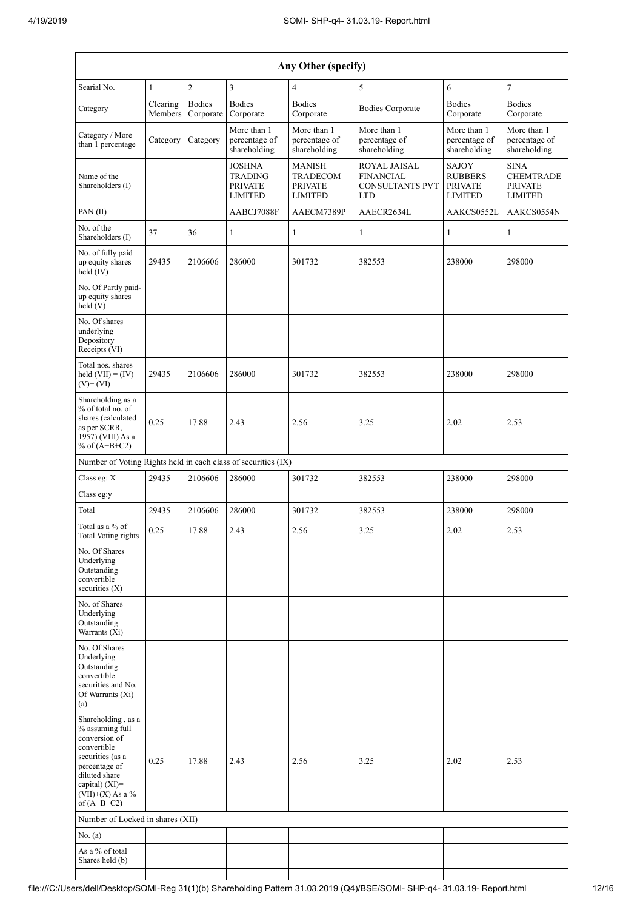| Any Other (specify) | | | | | | | |
|---|---|---|---|---|---|---|---|
| Searial No. | 1 | 2 | 3 | 4 | 5 | 6 | 7 |
| Category | Clearing Members | Bodies Corporate | Bodies Corporate | Bodies Corporate | Bodies Corporate | Bodies Corporate | Bodies Corporate |
| Category / More than 1 percentage | Category | Category | More than 1 percentage of shareholding | More than 1 percentage of shareholding | More than 1 percentage of shareholding | More than 1 percentage of shareholding | More than 1 percentage of shareholding |
| Name of the Shareholders (I) | | | JOSHNA TRADING PRIVATE LIMITED | MANISH TRADECOM PRIVATE LIMITED | ROYAL JAISAL FINANCIAL CONSULTANTS PVT LTD | SAJOY RUBBERS PRIVATE LIMITED | SINA CHEMTRADE PRIVATE LIMITED |
| PAN (II) | | | AABCJ7088F | AAECM7389P | AAECR2634L | AAKCS0552L | AAKCS0554N |
| No. of the Shareholders (I) | 37 | 36 | 1 | 1 | 1 | 1 | 1 |
| No. of fully paid up equity shares held (IV) | 29435 | 2106606 | 286000 | 301732 | 382553 | 238000 | 298000 |
| No. Of Partly paid-up equity shares held (V) | | | | | | | |
| No. Of shares underlying Depository Receipts (VI) | | | | | | | |
| Total nos. shares held (VII) = (IV)+ (V)+ (VI) | 29435 | 2106606 | 286000 | 301732 | 382553 | 238000 | 298000 |
| Shareholding as a % of total no. of shares (calculated as per SCRR, 1957) (VIII) As a % of (A+B+C2) | 0.25 | 17.88 | 2.43 | 2.56 | 3.25 | 2.02 | 2.53 |
| Number of Voting Rights held in each class of securities (IX) | | | | | | | |
| Class eg: X | 29435 | 2106606 | 286000 | 301732 | 382553 | 238000 | 298000 |
| Class eg:y | | | | | | | |
| Total | 29435 | 2106606 | 286000 | 301732 | 382553 | 238000 | 298000 |
| Total as a % of Total Voting rights | 0.25 | 17.88 | 2.43 | 2.56 | 3.25 | 2.02 | 2.53 |
| No. Of Shares Underlying Outstanding convertible securities (X) | | | | | | | |
| No. of Shares Underlying Outstanding Warrants (Xi) | | | | | | | |
| No. Of Shares Underlying Outstanding convertible securities and No. Of Warrants (Xi) (a) | | | | | | | |
| Shareholding , as a % assuming full conversion of convertible securities (as a percentage of diluted share capital) (XI)= (VII)+(X) As a % of (A+B+C2) | 0.25 | 17.88 | 2.43 | 2.56 | 3.25 | 2.02 | 2.53 |
| Number of Locked in shares (XII) | | | | | | | |
| No. (a) | | | | | | | |
| As a % of total Shares held (b) | | | | | | | |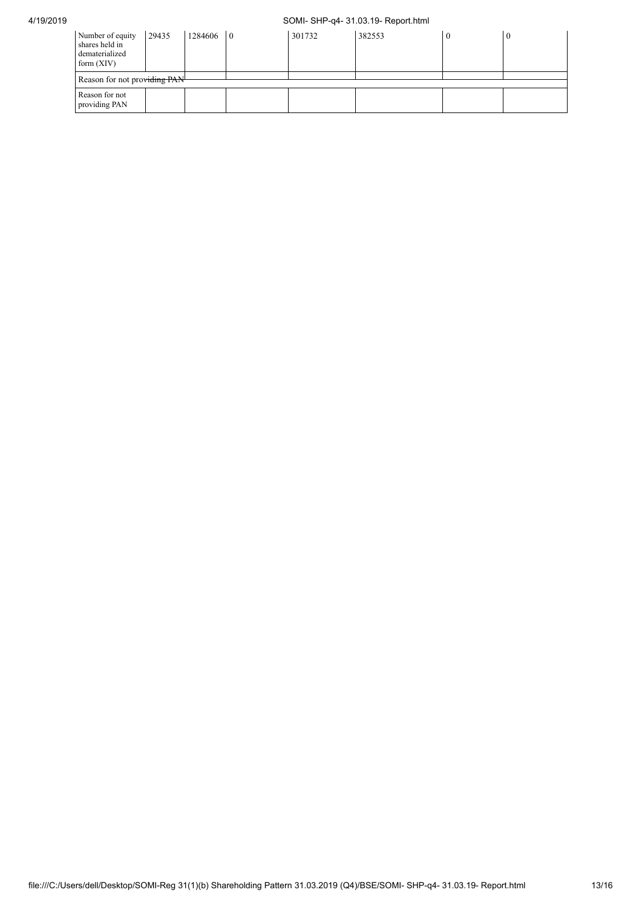| Number of equity shares held in dematerialized form (XIV) | 29435 | 1284606 | 0 | 301732 | 382553 | 0 | 0 |
|---|---|---|---|---|---|---|---|
| Reason for not providing PAN | | | | | | | |
| Reason for not providing PAN | | | | | | | |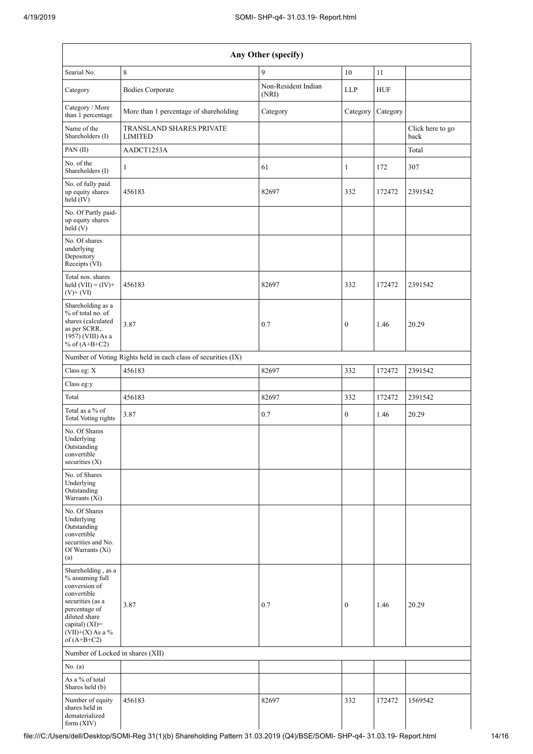| Any Other (specify) | | | | | |
|---|---|---|---|---|---|
| Searial No. | 8 | 9 | 10 | 11 | |
| Category | Bodies Corporate | Non-Resident Indian (NRI) | LLP | HUF | |
| Category / More than 1 percentage | More than 1 percentage of shareholding | Category | Category | Category | |
| Name of the Shareholders (I) | TRANSLAND SHARES PRIVATE LIMITED | | | | Click here to go back |
| PAN (II) | AADCT1253A | | | | Total |
| No. of the Shareholders (I) | 1 | 61 | 1 | 172 | 307 |
| No. of fully paid up equity shares held (IV) | 456183 | 82697 | 332 | 172472 | 2391542 |
| No. Of Partly paid-up equity shares held (V) | | | | | |
| No. Of shares underlying Depository Receipts (VI) | | | | | |
| Total nos. shares held (VII) = (IV)+ (V)+ (VI) | 456183 | 82697 | 332 | 172472 | 2391542 |
| Shareholding as a % of total no. of shares (calculated as per SCRR, 1957) (VIII) As a % of (A+B+C2) | 3.87 | 0.7 | 0 | 1.46 | 20.29 |
| Number of Voting Rights held in each class of securities (IX) | | | | | |
| Class eg: X | 456183 | 82697 | 332 | 172472 | 2391542 |
| Class eg:y | | | | | |
| Total | 456183 | 82697 | 332 | 172472 | 2391542 |
| Total as a % of Total Voting rights | 3.87 | 0.7 | 0 | 1.46 | 20.29 |
| No. Of Shares Underlying Outstanding convertible securities (X) | | | | | |
| No. of Shares Underlying Outstanding Warrants (Xi) | | | | | |
| No. Of Shares Underlying Outstanding convertible securities and No. Of Warrants (Xi) (a) | | | | | |
| Shareholding , as a % assuming full conversion of convertible securities (as a percentage of diluted share capital) (XI)= (VII)+(X) As a % of (A+B+C2) | 3.87 | 0.7 | 0 | 1.46 | 20.29 |
| Number of Locked in shares (XII) | | | | | |
| No. (a) | | | | | |
| As a % of total Shares held (b) | | | | | |
| Number of equity shares held in dematerialized form (XIV) | 456183 | 82697 | 332 | 172472 | 1569542 |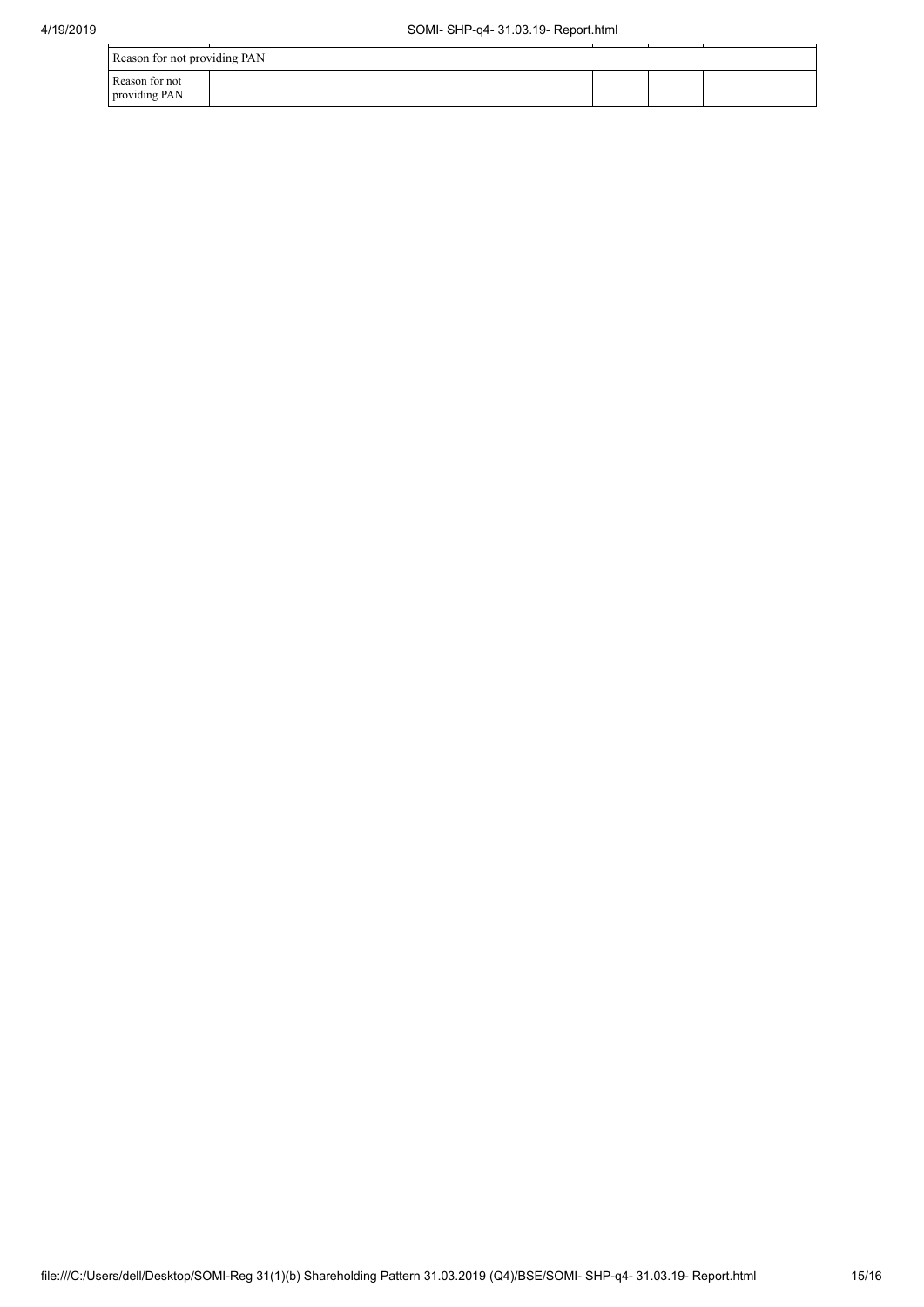| Reason for not providing PAN | | | | | |
|---|---|---|---|---|---|
| Reason for not providing PAN | | | | | |